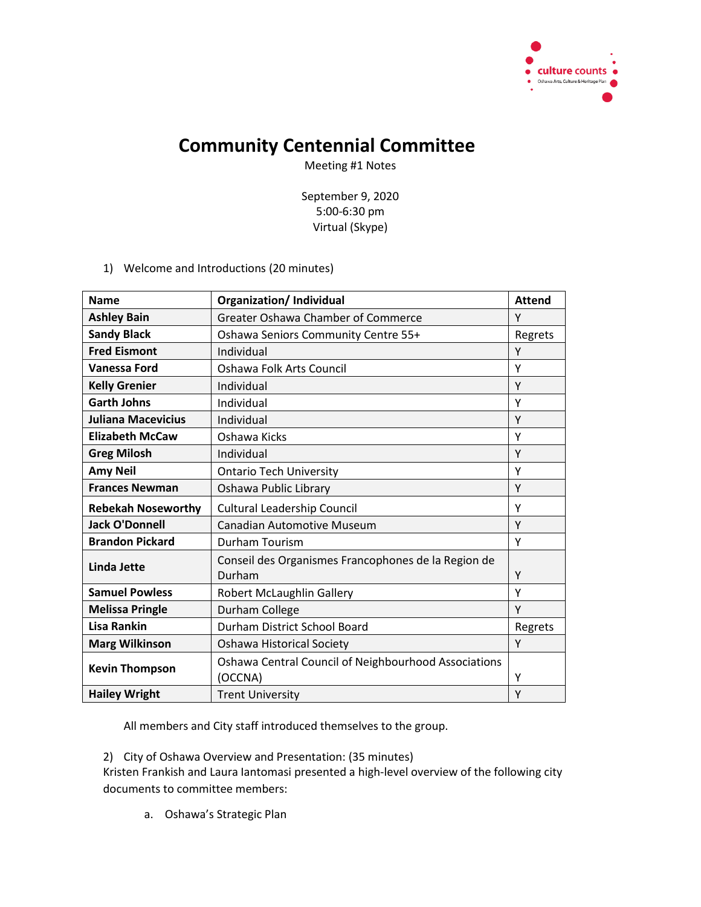# Community Centennial Committee

Meeting #1 Notes

September 9, 2020
5:00-6:30 pm
Virtual (Skype)

1) Welcome and Introductions (20 minutes)

| Name | Organization/ Individual | Attend |
|---|---|---|
| **Ashley Bain** | Greater Oshawa Chamber of Commerce | Y |
| **Sandy Black** | Oshawa Seniors Community Centre 55+ | Regrets |
| **Fred Eismont** | Individual | Y |
| **Vanessa Ford** | Oshawa Folk Arts Council | Y |
| **Kelly Grenier** | Individual | Y |
| **Garth Johns** | Individual | Y |
| **Juliana Macevicius** | Individual | Y |
| **Elizabeth McCaw** | Oshawa Kicks | Y |
| **Greg Milosh** | Individual | Y |
| **Amy Neil** | Ontario Tech University | Y |
| **Frances Newman** | Oshawa Public Library | Y |
| **Rebekah Noseworthy** | Cultural Leadership Council | Y |
| **Jack O'Donnell** | Canadian Automotive Museum | Y |
| **Brandon Pickard** | Durham Tourism | Y |
| **Linda Jette** | Conseil des Organismes Francophones de la Region de Durham | Y |
| **Samuel Powless** | Robert McLaughlin Gallery | Y |
| **Melissa Pringle** | Durham College | Y |
| **Lisa Rankin** | Durham District School Board | Regrets |
| **Marg Wilkinson** | Oshawa Historical Society | Y |
| **Kevin Thompson** | Oshawa Central Council of Neighbourhood Associations (OCCNA) | Y |
| **Hailey Wright** | Trent University | Y |

All members and City staff introduced themselves to the group.

2) City of Oshawa Overview and Presentation: (35 minutes)
Kristen Frankish and Laura Iantomasi presented a high-level overview of the following city documents to committee members:

a. Oshawa's Strategic Plan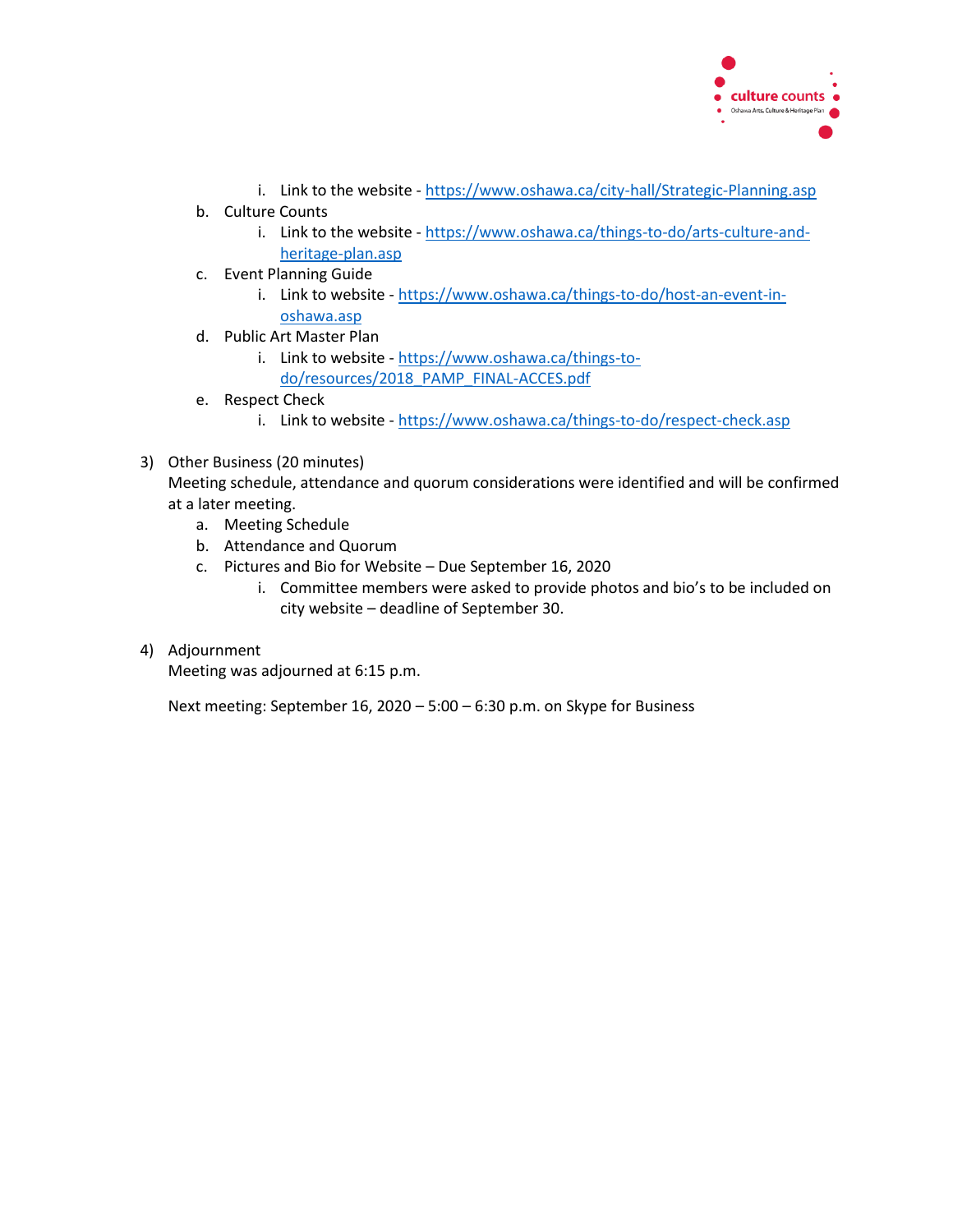i. Link to the website - https://www.oshawa.ca/city-hall/Strategic-Planning.asp

b. Culture Counts
   i. Link to the website - https://www.oshawa.ca/things-to-do/arts-culture-and-heritage-plan.asp

c. Event Planning Guide
   i. Link to website - https://www.oshawa.ca/things-to-do/host-an-event-in-oshawa.asp

d. Public Art Master Plan
   i. Link to website - https://www.oshawa.ca/things-to-do/resources/2018_PAMP_FINAL-ACCES.pdf

e. Respect Check
   i. Link to website - https://www.oshawa.ca/things-to-do/respect-check.asp

3) Other Business (20 minutes)
   Meeting schedule, attendance and quorum considerations were identified and will be confirmed at a later meeting.
   a. Meeting Schedule
   b. Attendance and Quorum
   c. Pictures and Bio for Website – Due September 16, 2020
      i. Committee members were asked to provide photos and bio's to be included on city website – deadline of September 30.

4) Adjournment
   Meeting was adjourned at 6:15 p.m.

   Next meeting: September 16, 2020 – 5:00 – 6:30 p.m. on Skype for Business